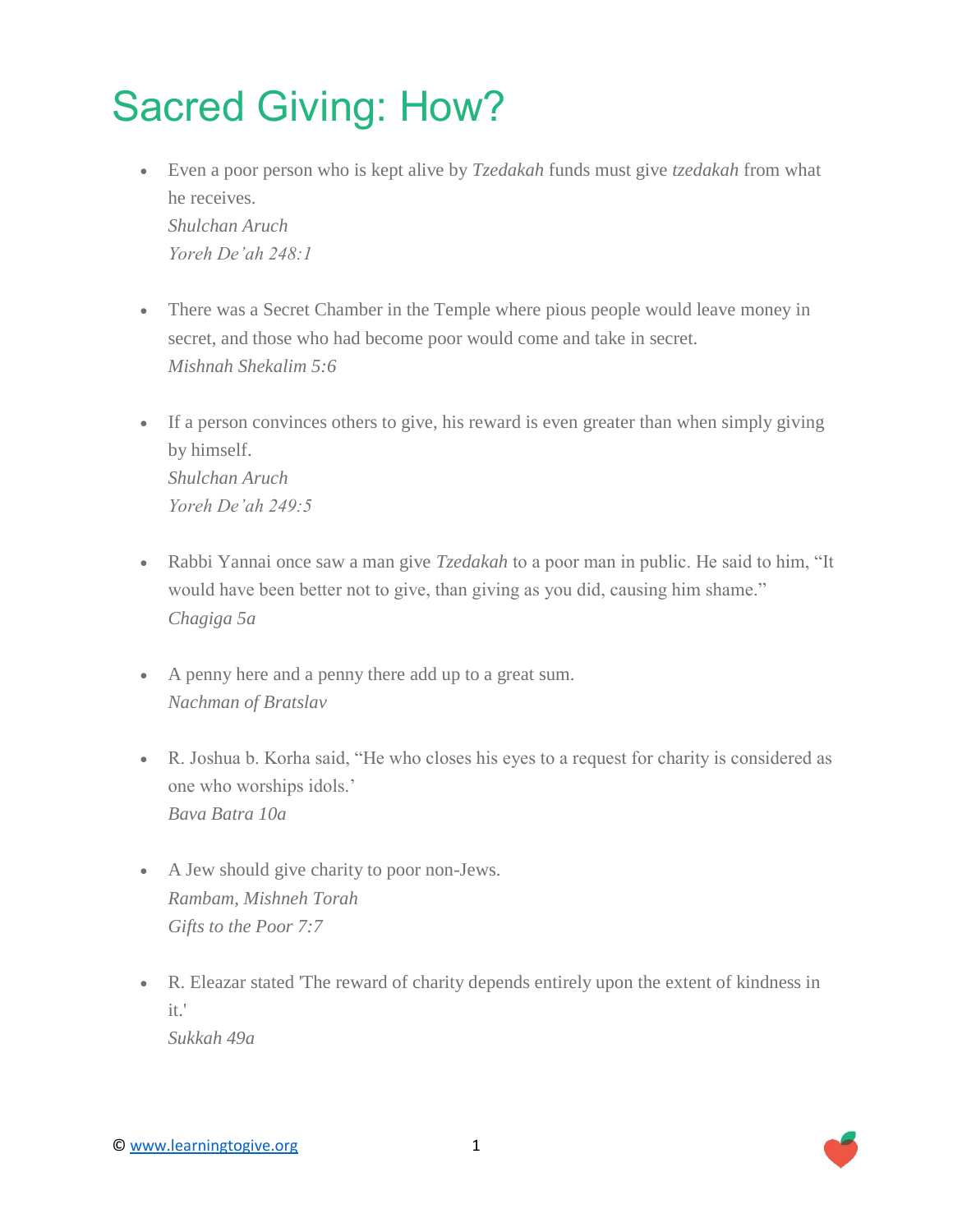# Sacred Giving: How?

- Even a poor person who is kept alive by *Tzedakah* funds must give *tzedakah* from what he receives.
  *Shulchan Aruch*
  *Yoreh De'ah 248:1*

- There was a Secret Chamber in the Temple where pious people would leave money in secret, and those who had become poor would come and take in secret.
  *Mishnah Shekalim 5:6*

- If a person convinces others to give, his reward is even greater than when simply giving by himself.
  *Shulchan Aruch*
  *Yoreh De'ah 249:5*

- Rabbi Yannai once saw a man give *Tzedakah* to a poor man in public. He said to him, "It would have been better not to give, than giving as you did, causing him shame."
  *Chagiga 5a*

- A penny here and a penny there add up to a great sum.
  *Nachman of Bratslav*

- R. Joshua b. Korha said, "He who closes his eyes to a request for charity is considered as one who worships idols.'
  *Bava Batra 10a*

- A Jew should give charity to poor non-Jews.
  *Rambam, Mishneh Torah*
  *Gifts to the Poor 7:7*

- R. Eleazar stated 'The reward of charity depends entirely upon the extent of kindness in it.'
  *Sukkah 49a*

© www.learningtogive.org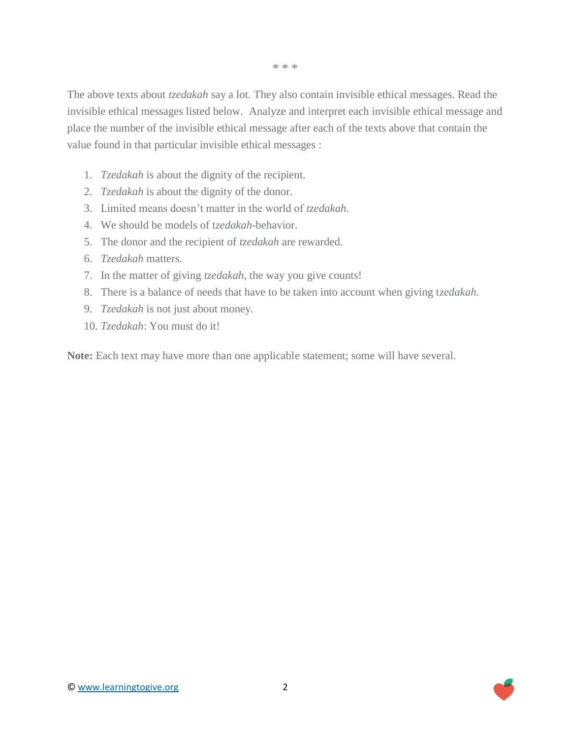* * *

The above texts about *tzedakah* say a lot. They also contain invisible ethical messages. Read the invisible ethical messages listed below. Analyze and interpret each invisible ethical message and place the number of the invisible ethical message after each of the texts above that contain the value found in that particular invisible ethical messages :

1. *Tzedakah* is about the dignity of the recipient.
2. *Tzedakah* is about the dignity of the donor.
3. Limited means doesn't matter in the world of *tzedakah.*
4. We should be models of t*zedakah*-behavior.
5. The donor and the recipient of *tzedakah* are rewarded.
6. *Tzedakah* matters.
7. In the matter of giving *tzedakah*, the way you give counts!
8. There is a balance of needs that have to be taken into account when giving t*zedakah*.
9. *Tzedakah* is not just about money.
10. *Tzedakah*: You must do it!

**Note:** Each text may have more than one applicable statement; some will have several.